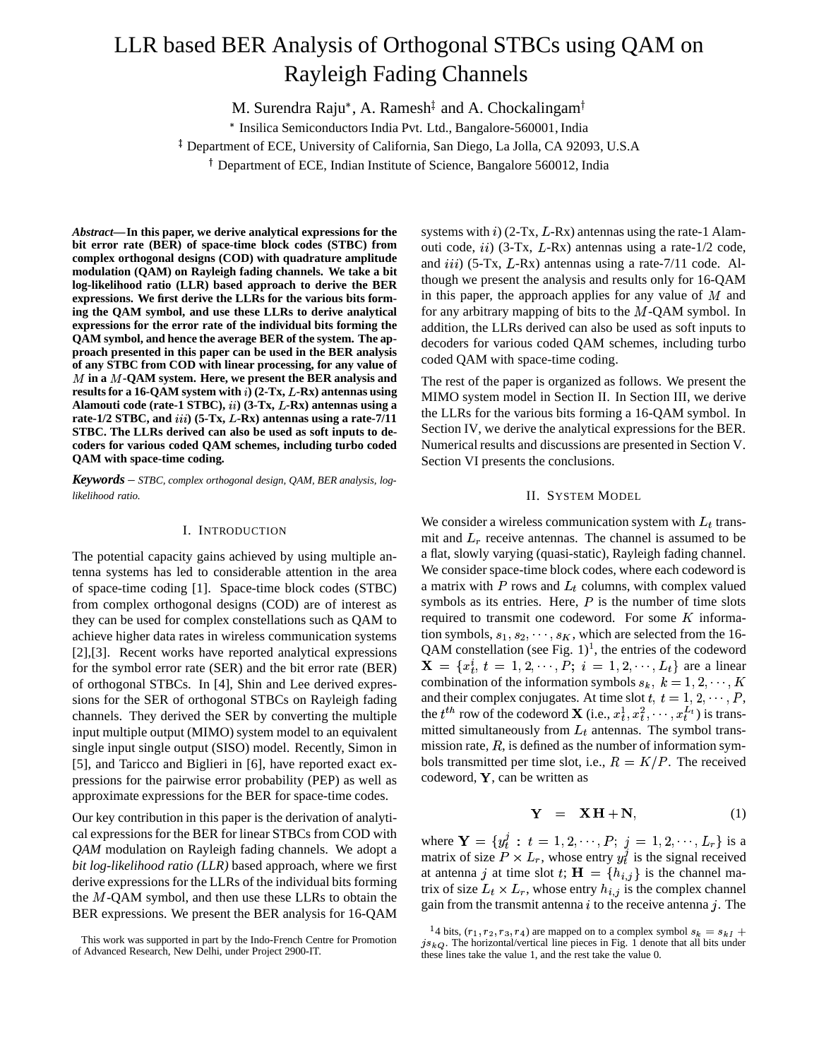# LLR based BER Analysis of Orthogonal STBCs using QAM on Rayleigh Fading Channels

M. Surendra Raju[*], A. Ramesh[‡] and A. Chockalingam[†]

[*] Insilica Semiconductors India Pvt. Ltd., Bangalore-560001, India

[‡] Department of ECE, University of California, San Diego, La Jolla, CA 92093, U.S.A

[†] Department of ECE, Indian Institute of Science, Bangalore 560012, India

***Abstract*— In this paper, we derive analytical expressions for the bit error rate (BER) of space-time block codes (STBC) from complex orthogonal designs (COD) with quadrature amplitude modulation (QAM) on Rayleigh fading channels. We take a bit log-likelihood ratio (LLR) based approach to derive the BER expressions. We first derive the LLRs for the various bits forming the QAM symbol, and use these LLRs to derive analytical expressions for the error rate of the individual bits forming the QAM symbol, and hence the average BER of the system. The approach presented in this paper can be used in the BER analysis of any STBC from COD with linear processing, for any value of $M$ in a $M$-QAM system. Here, we present the BER analysis and results for a 16-QAM system with $i$) (2-Tx, $L$-Rx) antennas using Alamouti code (rate-1 STBC), $ii$) (3-Tx, $L$-Rx) antennas using a rate-1/2 STBC, and $iii$) (5-Tx, $L$-Rx) antennas using a rate-7/11 STBC. The LLRs derived can also be used as soft inputs to decoders for various coded QAM schemes, including turbo coded QAM with space-time coding.**

***Keywords*** – *STBC, complex orthogonal design, QAM, BER analysis, log-likelihood ratio.*

## I. Introduction

The potential capacity gains achieved by using multiple antenna systems has led to considerable attention in the area of space-time coding [1]. Space-time block codes (STBC) from complex orthogonal designs (COD) are of interest as they can be used for complex constellations such as QAM to achieve higher data rates in wireless communication systems [2],[3]. Recent works have reported analytical expressions for the symbol error rate (SER) and the bit error rate (BER) of orthogonal STBCs. In [4], Shin and Lee derived expressions for the SER of orthogonal STBCs on Rayleigh fading channels. They derived the SER by converting the multiple input multiple output (MIMO) system model to an equivalent single input single output (SISO) model. Recently, Simon in [5], and Taricco and Biglieri in [6], have reported exact expressions for the pairwise error probability (PEP) as well as approximate expressions for the BER for space-time codes.

Our key contribution in this paper is the derivation of analytical expressions for the BER for linear STBCs from COD with *QAM* modulation on Rayleigh fading channels. We adopt a *bit log-likelihood ratio (LLR)* based approach, where we first derive expressions for the LLRs of the individual bits forming the $M$-QAM symbol, and then use these LLRs to obtain the BER expressions. We present the BER analysis for 16-QAM systems with $i$) (2-Tx, $L$-Rx) antennas using the rate-1 Alamouti code, $ii$) (3-Tx, $L$-Rx) antennas using a rate-1/2 code, and $iii$) (5-Tx, $L$-Rx) antennas using a rate-7/11 code. Although we present the analysis and results only for 16-QAM in this paper, the approach applies for any value of $M$ and for any arbitrary mapping of bits to the $M$-QAM symbol. In addition, the LLRs derived can also be used as soft inputs to decoders for various coded QAM schemes, including turbo coded QAM with space-time coding.

The rest of the paper is organized as follows. We present the MIMO system model in Section II. In Section III, we derive the LLRs for the various bits forming a 16-QAM symbol. In Section IV, we derive the analytical expressions for the BER. Numerical results and discussions are presented in Section V. Section VI presents the conclusions.

## II. System Model

We consider a wireless communication system with $L_t$ transmit and $L_r$ receive antennas. The channel is assumed to be a flat, slowly varying (quasi-static), Rayleigh fading channel. We consider space-time block codes, where each codeword is a matrix with $P$ rows and $L_t$ columns, with complex valued symbols as its entries. Here, $P$ is the number of time slots required to transmit one codeword. For some $K$ information symbols, $s_1, s_2, \cdots, s_K$, which are selected from the 16-QAM constellation (see Fig. 1)[1], the entries of the codeword $\mathbf{X} = \{x_t^i,\ t = 1, 2, \cdots, P;\ i = 1, 2, \cdots, L_t\}$ are a linear combination of the information symbols $s_k,\ k = 1, 2, \cdots, K$ and their complex conjugates. At time slot $t,\ t = 1, 2, \cdots, P$, the $t^{th}$ row of the codeword $\mathbf{X}$ (i.e., $x_t^1, x_t^2, \cdots, x_t^{L_t}$) is transmitted simultaneously from $L_t$ antennas. The symbol transmission rate, $R$, is defined as the number of information symbols transmitted per time slot, i.e., $R = K/P$. The received codeword, $\mathbf{Y}$, can be written as

$$\mathbf{Y} \;\; = \;\; \mathbf{X}\mathbf{H} + \mathbf{N}, \tag{1}$$

where $\mathbf{Y} = \{y_t^j : t = 1, 2, \cdots, P;\ j = 1, 2, \cdots, L_r\}$ is a matrix of size $P \times L_r$, whose entry $y_t^j$ is the signal received at antenna $j$ at time slot $t$; $\mathbf{H} = \{h_{i,j}\}$ is the channel matrix of size $L_t \times L_r$, whose entry $h_{i,j}$ is the complex channel gain from the transmit antenna $i$ to the receive antenna $j$. The

---

This work was supported in part by the Indo-French Centre for Promotion of Advanced Research, New Delhi, under Project 2900-IT.

[1] 4 bits, $(r_1, r_2, r_3, r_4)$ are mapped on to a complex symbol $s_k = s_{kI} + js_{kQ}$. The horizontal/vertical line pieces in Fig. 1 denote that all bits under these lines take the value 1, and the rest take the value 0.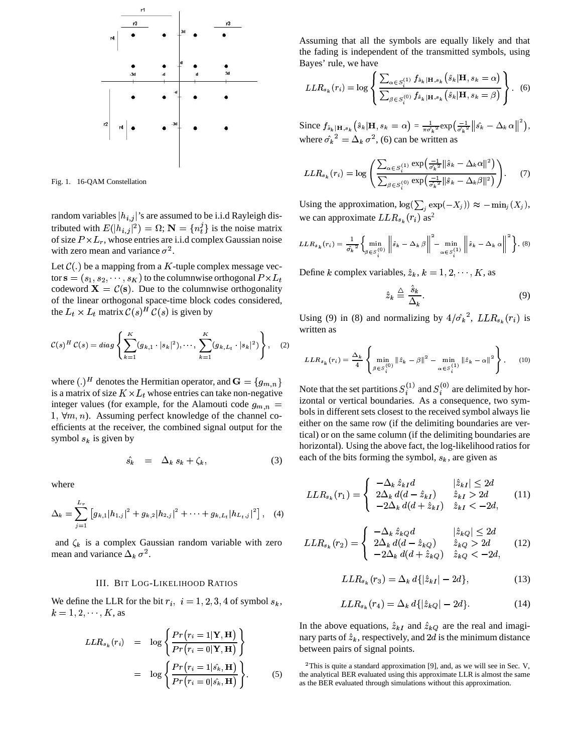Fig. 1. 16-QAM Constellation

random variables $|h_{i,j}|$'s are assumed to be i.i.d Rayleigh distributed with $E(|h_{i,j}|^2) = \Omega$; $\mathbf{N} = \{n_t^j\}$ is the noise matrix of size $P \times L_r$, whose entries are i.i.d complex Gaussian noise with zero mean and variance $\sigma^2$.

Let $\mathcal{C}(.)$ be a mapping from a $K$-tuple complex message vector $\mathbf{s} = (s_1, s_2, \cdots, s_K)$ to the columnwise orthogonal $P \times L_t$ codeword $\mathbf{X} = \mathcal{C}(\mathbf{s})$. Due to the columnwise orthogonality of the linear orthogonal space-time block codes considered, the $L_t \times L_t$ matrix $\mathcal{C}(s)^H \, \mathcal{C}(s)$ is given by

$$\mathcal{C}(s)^H \, \mathcal{C}(s) = diag \left\{ \sum_{k=1}^{K} (g_{k,1} \cdot |s_k|^2), \cdots, \sum_{k=1}^{K} (g_{k,L_t} \cdot |s_k|^2) \right\}, \quad (2)$$

where $(.)^H$ denotes the Hermitian operator, and $\mathbf{G} = \{g_{m,n}\}$ is a matrix of size $K \times L_t$ whose entries can take non-negative integer values (for example, for the Alamouti code $g_{m,n} = 1, \forall m, n$). Assuming perfect knowledge of the channel coefficients at the receiver, the combined signal output for the symbol $s_k$ is given by

$$\hat{s_k} \;\; = \;\; \Delta_k \, s_k + \zeta_k, \quad (3)$$

where

$$\Delta_k = \sum_{j=1}^{L_r} \left[ g_{k,1} |h_{1,j}|^2 + g_{k,2} |h_{2,j}|^2 + \cdots + g_{k,L_t} |h_{L_t,j}|^2 \right], \quad (4)$$

and $\zeta_k$ is a complex Gaussian random variable with zero mean and variance $\Delta_k \, \sigma^2$.

### III. Bit Log-Likelihood Ratios

We define the LLR for the bit $r_i, \; i = 1, 2, 3, 4$ of symbol $s_k$, $k = 1, 2, \cdots, K$, as

$$\begin{aligned} LLR_{s_k}(r_i) &= \log \left\{ \frac{Pr\big(r_i = 1 | \mathbf{Y}, \mathbf{H}\big)}{Pr\big(r_i = 0 | \mathbf{Y}, \mathbf{H}\big)} \right\} \\ &= \log \left\{ \frac{Pr\big(r_i = 1 | \hat{s_k}, \mathbf{H}\big)}{Pr\big(r_i = 0 | \hat{s_k}, \mathbf{H}\big)} \right\}. \end{aligned} \quad (5)$$

Assuming that all the symbols are equally likely and that the fading is independent of the transmitted symbols, using Bayes' rule, we have

$$LLR_{s_k}(r_i) = \log \left\{ \frac{\sum_{\alpha \in S_i^{(1)}} f_{\hat{s}_k|\mathbf{H},s_k}\big(\hat{s}_k | \mathbf{H}, s_k = \alpha\big)}{\sum_{\beta \in S_i^{(0)}} f_{\hat{s}_k|\mathbf{H},s_k}\big(\hat{s}_k | \mathbf{H}, s_k = \beta\big)} \right\}. \quad (6)$$

Since $f_{\hat{s}_k|\mathbf{H},s_k}\big(\hat{s}_k|\mathbf{H}, s_k = \alpha\big) = \frac{1}{\pi \hat{\sigma_k}^2} \exp\big(\frac{-1}{\hat{\sigma_k}^2} \big\| \hat{s_k} - \Delta_k \, \alpha \big\|^2\big)$, where $\hat{\sigma_k}^2 = \Delta_k \, \sigma^2$, (6) can be written as

$$LLR_{s_k}(r_i) = \log \left( \frac{\sum_{\alpha \in S_i^{(1)}} \exp\big(\frac{-1}{\hat{\sigma_k}^2} \| \hat{s}_k - \Delta_k \alpha \|^2\big)}{\sum_{\beta \in S_i^{(0)}} \exp\big(\frac{-1}{\hat{\sigma_k}^2} \| \hat{s}_k - \Delta_k \beta \|^2\big)} \right). \quad (7)$$

Using the approximation, $\log(\sum_j \exp(-X_j)) \approx -\min_j(X_j)$, we can approximate $LLR_{s_k}(r_i)$ as[2]

$$LLR_{s_k}(r_i) = \frac{1}{\hat{\sigma_k}^2} \left\{ \min_{\beta \in S_i^{(0)}} \left\| \hat{s}_k - \Delta_k \, \beta \right\|^2 - \min_{\alpha \in S_i^{(1)}} \left\| \hat{s}_k - \Delta_k \, \alpha \right\|^2 \right\}. \quad (8)$$

Define $k$ complex variables, $\hat{z}_k$, $k = 1, 2, \cdots, K$, as

$$\hat{z}_k \triangleq \frac{\hat{s}_k}{\Delta_k}. \quad (9)$$

Using (9) in (8) and normalizing by $4/\hat{\sigma_k}^2$, $LLR_{s_k}(r_i)$ is written as

$$LLR_{s_k}(r_i) = \frac{\Delta_k}{4} \left\{ \min_{\beta \in S_i^{(0)}} \| \hat{z}_k - \beta \|^2 - \min_{\alpha \in S_i^{(1)}} \| \hat{z}_k - \alpha \|^2 \right\}. \quad (10)$$

Note that the set partitions $S_i^{(1)}$ and $S_i^{(0)}$ are delimited by horizontal or vertical boundaries. As a consequence, two symbols in different sets closest to the received symbol always lie either on the same row (if the delimiting boundaries are vertical) or on the same column (if the delimiting boundaries are horizontal). Using the above fact, the log-likelihood ratios for each of the bits forming the symbol, $s_k$, are given as

$$LLR_{s_k}(r_1) = \begin{cases} -\Delta_k \, \hat{z}_{kI} d & |\hat{z}_{kI}| \leq 2d \\ 2\Delta_k \, d(d - \hat{z}_{kI}) & \hat{z}_{kI} > 2d \\ -2\Delta_k \, d(d + \hat{z}_{kI}) & \hat{z}_{kI} < -2d, \end{cases} \quad (11)$$

$$LLR_{s_k}(r_2) = \begin{cases} -\Delta_k \, \hat{z}_{kQ} d & |\hat{z}_{kQ}| \leq 2d \\ 2\Delta_k \, d(d - \hat{z}_{kQ}) & \hat{z}_{kQ} > 2d \\ -2\Delta_k \, d(d + \hat{z}_{kQ}) & \hat{z}_{kQ} < -2d, \end{cases} \quad (12)$$

$$LLR_{s_k}(r_3) = \Delta_k \, d\{|\hat{z}_{kI}| - 2d\}, \quad (13)$$

$$LLR_{s_k}(r_4) = \Delta_k \, d\{|\hat{z}_{kQ}| - 2d\}. \quad (14)$$

In the above equations, $\hat{z}_{kI}$ and $\hat{z}_{kQ}$ are the real and imaginary parts of $\hat{z}_k$, respectively, and $2d$ is the minimum distance between pairs of signal points.

[2] This is quite a standard approximation [9], and, as we will see in Sec. V, the analytical BER evaluated using this approximate LLR is almost the same as the BER evaluated through simulations without this approximation.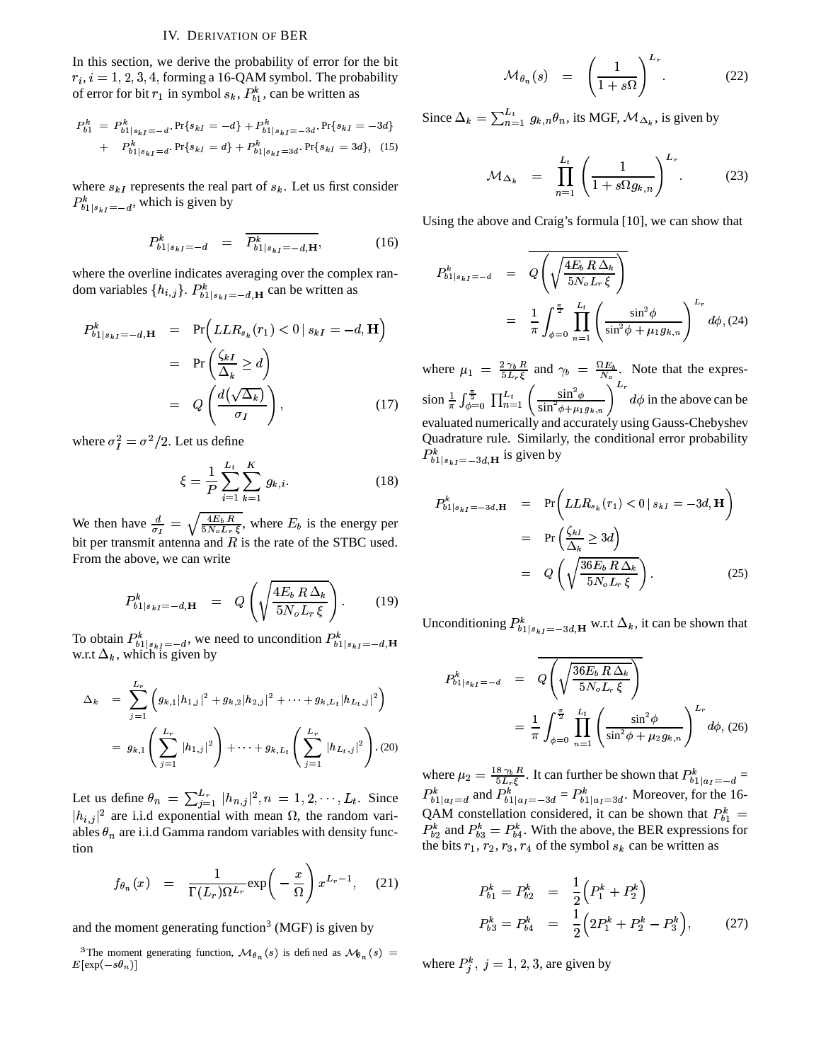## IV. Derivation of BER

In this section, we derive the probability of error for the bit $r_i, i = 1, 2, 3, 4$, forming a 16-QAM symbol. The probability of error for bit $r_1$ in symbol $s_k$, $P_{b1}^k$, can be written as

$$
\begin{aligned}
P_{b1}^k &= P_{b1|s_{kI}=-d}^k . \Pr\{s_{kI} = -d\} + P_{b1|s_{kI}=-3d}^k . \Pr\{s_{kI} = -3d\} \\
&+ P_{b1|s_{kI}=d}^k . \Pr\{s_{kI} = d\} + P_{b1|s_{kI}=3d}^k . \Pr\{s_{kI} = 3d\}, \quad (15)
\end{aligned}
$$

where $s_{kI}$ represents the real part of $s_k$. Let us first consider $P_{b1|s_{kI}=-d}^k$, which is given by

$$
P_{b1|s_{kI}=-d}^k = \overline{P_{b1|s_{kI}=-d,\mathbf{H}}^k}, \quad (16)
$$

where the overline indicates averaging over the complex random variables $\{h_{i,j}\}$. $P_{b1|s_{kI}=-d,\mathbf{H}}^k$ can be written as

$$
\begin{aligned}
P_{b1|s_{kI}=-d,\mathbf{H}}^k &= \Pr\Big( LLR_{s_k}(r_1) < 0 \,|\, s_{kI} = -d, \mathbf{H}\Big) \\
&= \Pr\left( \frac{\zeta_{kI}}{\Delta_k} \geq d\right) \\
&= Q\left( \frac{d\big(\sqrt{\Delta_k}\big)}{\sigma_I}\right), \quad (17)
\end{aligned}
$$

where $\sigma_I^2 = \sigma^2/2$. Let us define

$$
\xi = \frac{1}{P}\sum_{i=1}^{L_t}\sum_{k=1}^{K} g_{k,i}. \quad (18)
$$

We then have $\frac{d}{\sigma_I} = \sqrt{\frac{4E_b\,R}{5N_o L_r\,\xi}}$, where $E_b$ is the energy per bit per transmit antenna and $R$ is the rate of the STBC used. From the above, we can write

$$
P_{b1|s_{kI}=-d,\mathbf{H}}^k = Q\left(\sqrt{\frac{4E_b\,R\,\Delta_k}{5N_o L_r\,\xi}}\right). \quad (19)
$$

To obtain $P_{b1|s_{kI}=-d}^k$, we need to uncondition $P_{b1|s_{kI}=-d,\mathbf{H}}^k$ w.r.t $\Delta_k$, which is given by

$$
\begin{aligned}
\Delta_k &= \sum_{j=1}^{L_r}\Big( g_{k,1}|h_{1,j}|^2 + g_{k,2}|h_{2,j}|^2 + \cdots + g_{k,L_t}|h_{L_t,j}|^2\Big) \\
&= g_{k,1}\left(\sum_{j=1}^{L_r}|h_{1,j}|^2\right) + \cdots + g_{k,L_t}\left(\sum_{j=1}^{L_r}|h_{L_t,j}|^2\right). \quad (20)
\end{aligned}
$$

Let us define $\theta_n = \sum_{j=1}^{L_r}|h_{n,j}|^2, n = 1, 2, \cdots, L_t$. Since $|h_{i,j}|^2$ are i.i.d exponential with mean $\Omega$, the random variables $\theta_n$ are i.i.d Gamma random variables with density function

$$
f_{\theta_n}(x) = \frac{1}{\Gamma(L_r)\Omega^{L_r}}\exp\bigg(-\frac{x}{\Omega}\bigg)x^{L_r-1}, \quad (21)
$$

and the moment generating function[3] (MGF) is given by

[3] The moment generating function, $\mathcal{M}_{\theta_n}(s)$ is defined as $\mathcal{M}_{\theta_n}(s) = E[\exp(-s\theta_n)]$

$$
\mathcal{M}_{\theta_n}(s) = \left(\frac{1}{1+s\Omega}\right)^{L_r}. \quad (22)
$$

Since $\Delta_k = \sum_{n=1}^{L_t} g_{k,n}\theta_n$, its MGF, $\mathcal{M}_{\Delta_k}$, is given by

$$
\mathcal{M}_{\Delta_k} = \prod_{n=1}^{L_t}\left(\frac{1}{1+s\Omega g_{k,n}}\right)^{L_r}. \quad (23)
$$

Using the above and Craig's formula [10], we can show that

$$
\begin{aligned}
P_{b1|s_{kI}=-d}^k &= \overline{Q\left(\sqrt{\frac{4E_b\,R\,\Delta_k}{5N_o L_r\,\xi}}\right)} \\
&= \frac{1}{\pi}\int_{\phi=0}^{\frac{\pi}{2}}\prod_{n=1}^{L_t}\left(\frac{\sin^2\phi}{\sin^2\phi + \mu_1 g_{k,n}}\right)^{L_r} d\phi, \quad (24)
\end{aligned}
$$

where $\mu_1 = \frac{2\,\gamma_b\,R}{5L_r\xi}$ and $\gamma_b = \frac{\Omega E_b}{N_o}$. Note that the expression $\frac{1}{\pi}\int_{\phi=0}^{\frac{\pi}{2}}\prod_{n=1}^{L_t}\left(\frac{\sin^2\phi}{\sin^2\phi+\mu_1 g_{k,n}}\right)^{L_r} d\phi$ in the above can be evaluated numerically and accurately using Gauss-Chebyshev Quadrature rule. Similarly, the conditional error probability $P_{b1|s_{kI}=-3d,\mathbf{H}}^k$ is given by

$$
\begin{aligned}
P_{b1|s_{kI}=-3d,\mathbf{H}}^k &= \Pr\Big( LLR_{s_k}(r_1) < 0 \,|\, s_{kI} = -3d, \mathbf{H}\Big) \\
&= \Pr\left( \frac{\zeta_{kI}}{\Delta_k} \geq 3d\right) \\
&= Q\left(\sqrt{\frac{36E_b\,R\,\Delta_k}{5N_o L_r\,\xi}}\right). \quad (25)
\end{aligned}
$$

Unconditioning $P_{b1|s_{kI}=-3d,\mathbf{H}}^k$ w.r.t $\Delta_k$, it can be shown that

$$
\begin{aligned}
P_{b1|s_{kI}=-d}^k &= \overline{Q\left(\sqrt{\frac{36E_b\,R\,\Delta_k}{5N_o L_r\,\xi}}\right)} \\
&= \frac{1}{\pi}\int_{\phi=0}^{\frac{\pi}{2}}\prod_{n=1}^{L_t}\left(\frac{\sin^2\phi}{\sin^2\phi + \mu_2 g_{k,n}}\right)^{L_r} d\phi, \quad (26)
\end{aligned}
$$

where $\mu_2 = \frac{18\,\gamma_b\,R}{5L_r\xi}$. It can further be shown that $P_{b1|a_I=-d}^k = P_{b1|a_I=d}^k$ and $P_{b1|a_I=-3d}^k = P_{b1|a_I=3d}^k$. Moreover, for the 16-QAM constellation considered, it can be shown that $P_{b1}^k = P_{b2}^k$ and $P_{b3}^k = P_{b4}^k$. With the above, the BER expressions for the bits $r_1, r_2, r_3, r_4$ of the symbol $s_k$ can be written as

$$
\begin{aligned}
P_{b1}^k = P_{b2}^k &= \frac{1}{2}\Big(P_1^k + P_2^k\Big) \\
P_{b3}^k = P_{b4}^k &= \frac{1}{2}\Big(2P_1^k + P_2^k - P_3^k\Big), \quad (27)
\end{aligned}
$$

where $P_j^k,\ j = 1, 2, 3$, are given by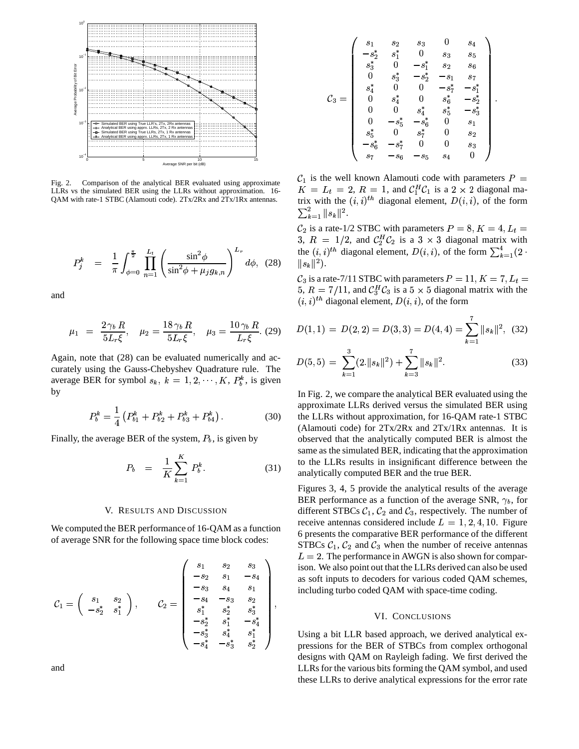Fig. 2. Comparison of the analytical BER evaluated using approximate LLRs vs the simulated BER using the LLRs without approximation. 16-QAM with rate-1 STBC (Alamouti code). 2Tx/2Rx and 2Tx/1Rx antennas.

$$P_j^k = \frac{1}{\pi}\int_{\phi=0}^{\frac{\pi}{2}} \prod_{n=1}^{L_t} \left( \frac{\sin^2\phi}{\sin^2\phi + \mu_j g_{k,n}} \right)^{L_r} d\phi, \quad (28)$$

and

$$\mu_1 = \frac{2\gamma_b R}{5L_r\xi}, \quad \mu_2 = \frac{18\gamma_b R}{5L_r\xi}, \quad \mu_3 = \frac{10\gamma_b R}{L_r\xi}. \quad (29)$$

Again, note that (28) can be evaluated numerically and accurately using the Gauss-Chebyshev Quadrature rule. The average BER for symbol $s_k$, $k = 1, 2, \cdots, K$, $P_b^k$, is given by

$$P_b^k = \frac{1}{4}\left(P_{b1}^k + P_{b2}^k + P_{b3}^k + P_{b4}^k\right). \quad (30)$$

Finally, the average BER of the system, $P_b$, is given by

$$P_b = \frac{1}{K}\sum_{k=1}^{K} P_b^k. \quad (31)$$

## V. Results and Discussion

We computed the BER performance of 16-QAM as a function of average SNR for the following space time block codes:

$$\mathcal{C}_1 = \begin{pmatrix} s_1 & s_2 \\ -s_2^* & s_1^* \end{pmatrix}, \qquad \mathcal{C}_2 = \begin{pmatrix} s_1 & s_2 & s_3 \\ -s_2 & s_1 & -s_4 \\ -s_3 & s_4 & s_1 \\ -s_4 & -s_3 & s_2 \\ s_1^* & s_2^* & s_3^* \\ -s_2^* & s_1^* & -s_4^* \\ -s_3^* & s_4^* & s_1^* \\ -s_4^* & -s_3^* & s_2^* \end{pmatrix},$$

and

$$\mathcal{C}_3 = \begin{pmatrix} s_1 & s_2 & s_3 & 0 & s_4 \\ -s_2^* & s_1^* & 0 & s_3 & s_5 \\ s_3^* & 0 & -s_1^* & s_2 & s_6 \\ 0 & s_3^* & -s_2^* & -s_1 & s_7 \\ s_4^* & 0 & 0 & -s_7^* & -s_1^* \\ 0 & s_4^* & 0 & s_6^* & -s_2^* \\ 0 & 0 & s_4^* & s_5^* & -s_3^* \\ 0 & -s_5^* & -s_6^* & 0 & s_1 \\ s_5^* & 0 & s_7^* & 0 & s_2 \\ -s_6^* & -s_7^* & 0 & 0 & s_3 \\ s_7 & -s_6 & -s_5 & s_4 & 0 \end{pmatrix}.$$

$\mathcal{C}_1$ is the well known Alamouti code with parameters $P = K = L_t = 2$, $R = 1$, and $\mathcal{C}_1^H\mathcal{C}_1$ is a $2 \times 2$ diagonal matrix with the $(i,i)^{th}$ diagonal element, $D(i,i)$, of the form $\sum_{k=1}^{2} \|s_k\|^2$.

$\mathcal{C}_2$ is a rate-1/2 STBC with parameters $P = 8, K = 4, L_t = 3$, $R = 1/2$, and $\mathcal{C}_2^H\mathcal{C}_2$ is a $3 \times 3$ diagonal matrix with the $(i,i)^{th}$ diagonal element, $D(i,i)$, of the form $\sum_{k=1}^{4}(2 \cdot \|s_k\|^2)$.

$\mathcal{C}_3$ is a rate-7/11 STBC with parameters $P = 11, K = 7, L_t = 5$, $R = 7/11$, and $\mathcal{C}_3^H\mathcal{C}_3$ is a $5 \times 5$ diagonal matrix with the $(i,i)^{th}$ diagonal element, $D(i,i)$, of the form

$$D(1,1) = D(2,2) = D(3,3) = D(4,4) = \sum_{k=1}^{7}\|s_k\|^2, \quad (32)$$

$$D(5,5) = \sum_{k=1}^{3}(2 \cdot \|s_k\|^2) + \sum_{k=3}^{7}\|s_k\|^2. \quad (33)$$

In Fig. 2, we compare the analytical BER evaluated using the approximate LLRs derived versus the simulated BER using the LLRs without approximation, for 16-QAM rate-1 STBC (Alamouti code) for 2Tx/2Rx and 2Tx/1Rx antennas. It is observed that the analytically computed BER is almost the same as the simulated BER, indicating that the approximation to the LLRs results in insignificant difference between the analytically computed BER and the true BER.

Figures 3, 4, 5 provide the analytical results of the average BER performance as a function of the average SNR, $\gamma_b$, for different STBCs $\mathcal{C}_1$, $\mathcal{C}_2$ and $\mathcal{C}_3$, respectively. The number of receive antennas considered include $L = 1, 2, 4, 10$. Figure 6 presents the comparative BER performance of the different STBCs $\mathcal{C}_1$, $\mathcal{C}_2$ and $\mathcal{C}_3$ when the number of receive antennas $L = 2$. The performance in AWGN is also shown for comparison. We also point out that the LLRs derived can also be used as soft inputs to decoders for various coded QAM schemes, including turbo coded QAM with space-time coding.

## VI. Conclusions

Using a bit LLR based approach, we derived analytical expressions for the BER of STBCs from complex orthogonal designs with QAM on Rayleigh fading. We first derived the LLRs for the various bits forming the QAM symbol, and used these LLRs to derive analytical expressions for the error rate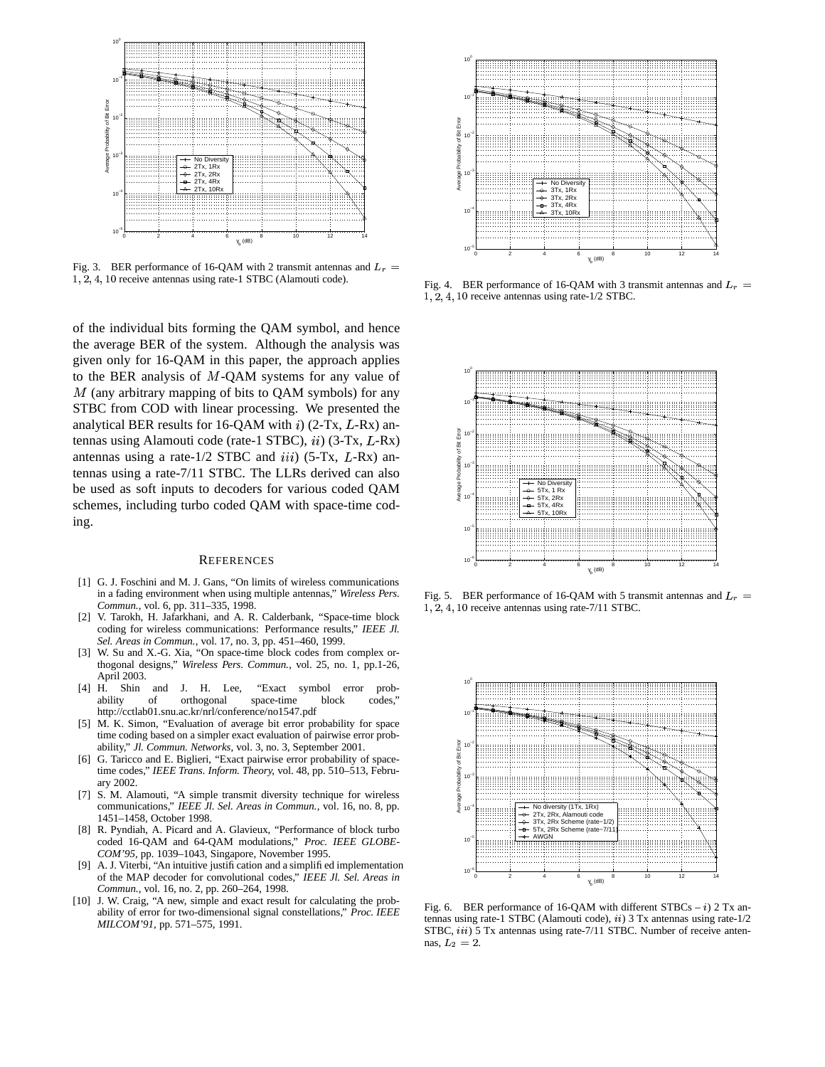10^0

10^-1

10^-2

10^-3

10^-4

10^-5

0 2 4 6 8 10 12 14

$\gamma_b$ (dB)

Average Probability of Bit Error

No Diversity
2Tx, 1Rx
2Tx, 2Rx
2Tx, 4Rx
2Tx, 10Rx

Fig. 3. BER performance of 16-QAM with 2 transmit antennas and $L_r = 1, 2, 4, 10$ receive antennas using rate-1 STBC (Alamouti code).

of the individual bits forming the QAM symbol, and hence the average BER of the system. Although the analysis was given only for 16-QAM in this paper, the approach applies to the BER analysis of $M$-QAM systems for any value of $M$ (any arbitrary mapping of bits to QAM symbols) for any STBC from COD with linear processing. We presented the analytical BER results for 16-QAM with $i$) (2-Tx, $L$-Rx) antennas using Alamouti code (rate-1 STBC), $ii$) (3-Tx, $L$-Rx) antennas using a rate-1/2 STBC and $iii$) (5-Tx, $L$-Rx) antennas using a rate-7/11 STBC. The LLRs derived can also be used as soft inputs to decoders for various coded QAM schemes, including turbo coded QAM with space-time coding.

## References

[1] G. J. Foschini and M. J. Gans, "On limits of wireless communications in a fading environment when using multiple antennas," *Wireless Pers. Commun.*, vol. 6, pp. 311–335, 1998.

[2] V. Tarokh, H. Jafarkhani, and A. R. Calderbank, "Space-time block coding for wireless communications: Performance results," *IEEE Jl. Sel. Areas in Commun.*, vol. 17, no. 3, pp. 451–460, 1999.

[3] W. Su and X.-G. Xia, "On space-time block codes from complex orthogonal designs," *Wireless Pers. Commun.*, vol. 25, no. 1, pp.1-26, April 2003.

[4] H. Shin and J. H. Lee, "Exact symbol error probability of orthogonal space-time block codes," http://cctlab01.snu.ac.kr/nrl/conference/no1547.pdf

[5] M. K. Simon, "Evaluation of average bit error probability for space time coding based on a simpler exact evaluation of pairwise error probability," *Jl. Commun. Networks*, vol. 3, no. 3, September 2001.

[6] G. Taricco and E. Biglieri, "Exact pairwise error probability of space-time codes," *IEEE Trans. Inform. Theory,* vol. 48, pp. 510–513, February 2002.

[7] S. M. Alamouti, "A simple transmit diversity technique for wireless communications," *IEEE Jl. Sel. Areas in Commun.*, vol. 16, no. 8, pp. 1451–1458, October 1998.

[8] R. Pyndiah, A. Picard and A. Glavieux, "Performance of block turbo coded 16-QAM and 64-QAM modulations," *Proc. IEEE GLOBECOM'95*, pp. 1039–1043, Singapore, November 1995.

[9] A. J. Viterbi, "An intuitive justification and a simplified implementation of the MAP decoder for convolutional codes," *IEEE Jl. Sel. Areas in Commun.*, vol. 16, no. 2, pp. 260–264, 1998.

[10] J. W. Craig, "A new, simple and exact result for calculating the probability of error for two-dimensional signal constellations," *Proc. IEEE MILCOM'91*, pp. 571–575, 1991.

10^0

10^-1

10^-2

10^-3

10^-4

10^-5

0 2 4 6 8 10 12 14

$\gamma_b$ (dB)

Average Probability of Bit Error

No Diversity
3Tx, 1Rx
3Tx, 2Rx
3Tx, 4Rx
3Tx, 10Rx

Fig. 4. BER performance of 16-QAM with 3 transmit antennas and $L_r = 1, 2, 4, 10$ receive antennas using rate-1/2 STBC.

10^0

10^-1

10^-2

10^-3

10^-4

10^-5

10^-6

0 2 4 6 8 10 12 14

$\gamma_b$ (dB)

Average Probability of Bit Error

No Diversity
5Tx, 1 Rx
5Tx, 2Rx
5Tx, 4Rx
5Tx, 10Rx

Fig. 5. BER performance of 16-QAM with 5 transmit antennas and $L_r = 1, 2, 4, 10$ receive antennas using rate-7/11 STBC.

10^0

10^-1

10^-2

10^-3

10^-4

10^-5

10^-6

0 2 4 6 8 10 12 14

$\gamma_b$ (dB)

Average Probability of Bit Error

No diversity (1Tx, 1Rx)
2Tx, 2Rx, Alamouti code
3Tx, 2Rx Scheme (rate−1/2)
5Tx, 2Rx Scheme (rate−7/11)
AWGN

Fig. 6. BER performance of 16-QAM with different STBCs – $i$) 2 Tx antennas using rate-1 STBC (Alamouti code), $ii$) 3 Tx antennas using rate-1/2 STBC, $iii$) 5 Tx antennas using rate-7/11 STBC. Number of receive antennas, $L_2 = 2$.